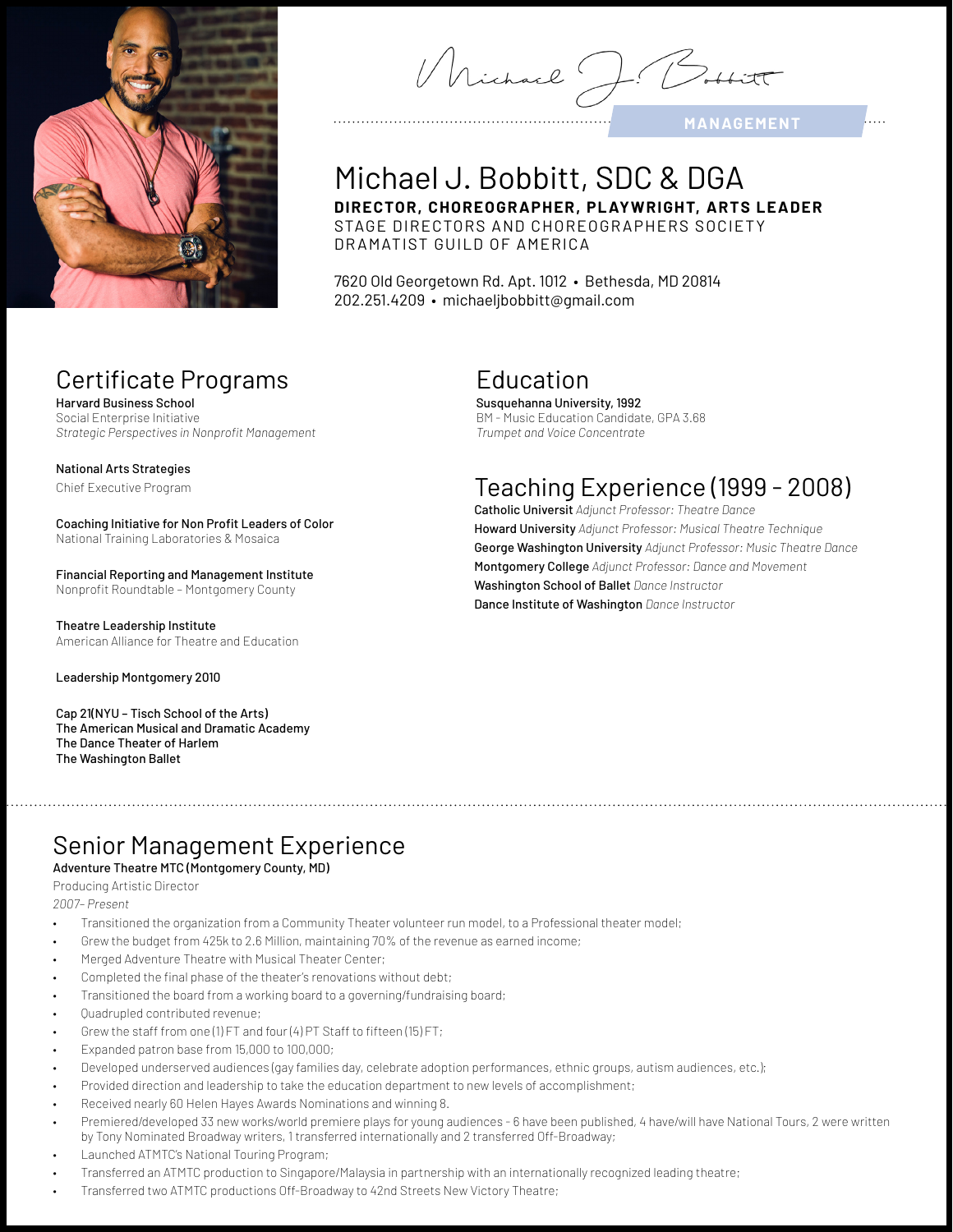MANAGEMENT

# Michael J. Bobbitt, SDC & DGA

**DIRECTOR, CHOREOGRAPHER, PLAYWRIGHT, ARTS LEADER**
STAGE DIRECTORS AND CHOREOGRAPHERS SOCIETY
DRAMATIST GUILD OF AMERICA

7620 Old Georgetown Rd. Apt. 1012 • Bethesda, MD 20814
202.251.4209 • michaeljbobbitt@gmail.com

## Certificate Programs

**Harvard Business School**
Social Enterprise Initiative
*Strategic Perspectives in Nonprofit Management*

**National Arts Strategies**
Chief Executive Program

**Coaching Initiative for Non Profit Leaders of Color**
National Training Laboratories & Mosaica

**Financial Reporting and Management Institute**
Nonprofit Roundtable – Montgomery County

**Theatre Leadership Institute**
American Alliance for Theatre and Education

**Leadership Montgomery 2010**

**Cap 21(NYU – Tisch School of the Arts)**
**The American Musical and Dramatic Academy**
**The Dance Theater of Harlem**
**The Washington Ballet**

## Education

**Susquehanna University, 1992**
BM - Music Education Candidate, GPA 3.68
*Trumpet and Voice Concentrate*

## Teaching Experience (1999 - 2008)

**Catholic Universit** *Adjunct Professor: Theatre Dance*
**Howard University** *Adjunct Professor: Musical Theatre Technique*
**George Washington University** *Adjunct Professor: Music Theatre Dance*
**Montgomery College** *Adjunct Professor: Dance and Movement*
**Washington School of Ballet** *Dance Instructor*
**Dance Institute of Washington** *Dance Instructor*

## Senior Management Experience

**Adventure Theatre MTC (Montgomery County, MD)**
Producing Artistic Director
*2007– Present*

- Transitioned the organization from a Community Theater volunteer run model, to a Professional theater model;
- Grew the budget from 425k to 2.6 Million, maintaining 70% of the revenue as earned income;
- Merged Adventure Theatre with Musical Theater Center;
- Completed the final phase of the theater's renovations without debt;
- Transitioned the board from a working board to a governing/fundraising board;
- Quadrupled contributed revenue;
- Grew the staff from one (1) FT and four (4) PT Staff to fifteen (15) FT;
- Expanded patron base from 15,000 to 100,000;
- Developed underserved audiences (gay families day, celebrate adoption performances, ethnic groups, autism audiences, etc.);
- Provided direction and leadership to take the education department to new levels of accomplishment;
- Received nearly 60 Helen Hayes Awards Nominations and winning 8.
- Premiered/developed 33 new works/world premiere plays for young audiences - 6 have been published, 4 have/will have National Tours, 2 were written by Tony Nominated Broadway writers, 1 transferred internationally and 2 transferred Off-Broadway;
- Launched ATMTC's National Touring Program;
- Transferred an ATMTC production to Singapore/Malaysia in partnership with an internationally recognized leading theatre;
- Transferred two ATMTC productions Off-Broadway to 42nd Streets New Victory Theatre;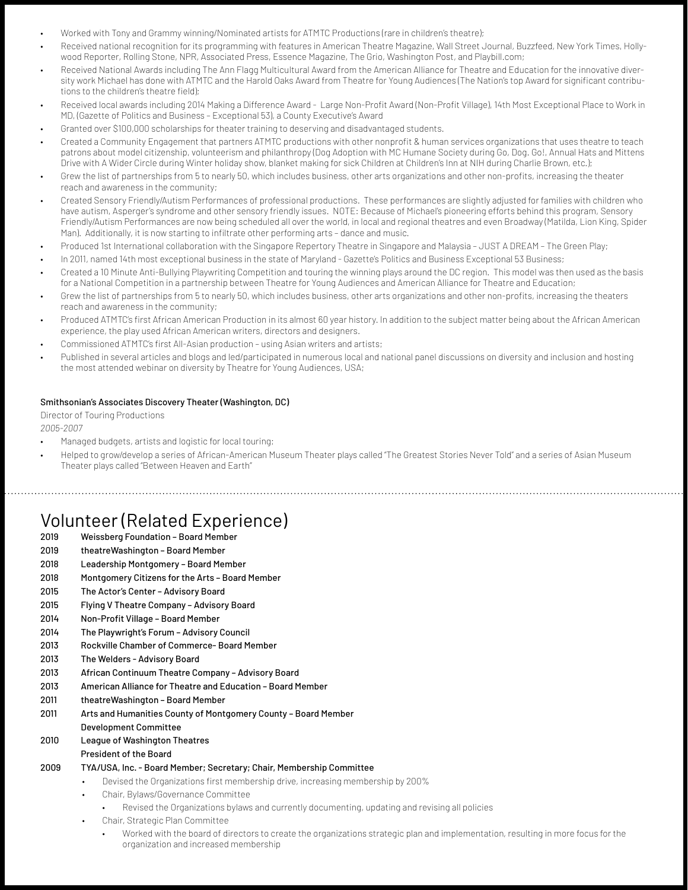- Worked with Tony and Grammy winning/Nominated artists for ATMTC Productions (rare in children's theatre);
- Received national recognition for its programming with features in American Theatre Magazine, Wall Street Journal, Buzzfeed, New York Times, Hollywood Reporter, Rolling Stone, NPR, Associated Press, Essence Magazine, The Grio, Washington Post, and Playbill.com;
- Received National Awards including The Ann Flagg Multicultural Award from the American Alliance for Theatre and Education for the innovative diversity work Michael has done with ATMTC and the Harold Oaks Award from Theatre for Young Audiences (The Nation's top Award for significant contributions to the children's theatre field);
- Received local awards including 2014 Making a Difference Award – Large Non-Profit Award (Non-Profit Village), 14th Most Exceptional Place to Work in MD, (Gazette of Politics and Business – Exceptional 53), a County Executive's Award
- Granted over $100,000 scholarships for theater training to deserving and disadvantaged students.
- Created a Community Engagement that partners ATMTC productions with other nonprofit & human services organizations that uses theatre to teach patrons about model citizenship, volunteerism and philanthropy (Dog Adoption with MC Humane Society during Go, Dog. Go!, Annual Hats and Mittens Drive with A Wider Circle during Winter holiday show, blanket making for sick Children at Children's Inn at NIH during Charlie Brown, etc.);
- Grew the list of partnerships from 5 to nearly 50, which includes business, other arts organizations and other non-profits, increasing the theater reach and awareness in the community;
- Created Sensory Friendly/Autism Performances of professional productions. These performances are slightly adjusted for families with children who have autism, Asperger's syndrome and other sensory friendly issues. NOTE: Because of Michael's pioneering efforts behind this program, Sensory Friendly/Autism Performances are now being scheduled all over the world, in local and regional theatres and even Broadway (Matilda, Lion King, Spider Man). Additionally, it is now starting to infiltrate other performing arts – dance and music.
- Produced 1st International collaboration with the Singapore Repertory Theatre in Singapore and Malaysia – JUST A DREAM – The Green Play;
- In 2011, named 14th most exceptional business in the state of Maryland - Gazette's Politics and Business Exceptional 53 Business;
- Created a 10 Minute Anti-Bullying Playwriting Competition and touring the winning plays around the DC region. This model was then used as the basis for a National Competition in a partnership between Theatre for Young Audiences and American Alliance for Theatre and Education;
- Grew the list of partnerships from 5 to nearly 50, which includes business, other arts organizations and other non-profits, increasing the theaters reach and awareness in the community;
- Produced ATMTC's first African American Production in its almost 60 year history. In addition to the subject matter being about the African American experience, the play used African American writers, directors and designers.
- Commissioned ATMTC's first All-Asian production – using Asian writers and artists;
- Published in several articles and blogs and led/participated in numerous local and national panel discussions on diversity and inclusion and hosting the most attended webinar on diversity by Theatre for Young Audiences, USA;

**Smithsonian's Associates Discovery Theater (Washington, DC)**
Director of Touring Productions
*2005-2007*

- Managed budgets, artists and logistic for local touring;
- Helped to grow/develop a series of African-American Museum Theater plays called "The Greatest Stories Never Told" and a series of Asian Museum Theater plays called "Between Heaven and Earth"

# Volunteer (Related Experience)

**2019** **Weissberg Foundation – Board Member**
**2019** **theatreWashington – Board Member**
**2018** **Leadership Montgomery – Board Member**
**2018** **Montgomery Citizens for the Arts – Board Member**
**2015** **The Actor's Center – Advisory Board**
**2015** **Flying V Theatre Company – Advisory Board**
**2014** **Non-Profit Village – Board Member**
**2014** **The Playwright's Forum – Advisory Council**
**2013** **Rockville Chamber of Commerce- Board Member**
**2013** **The Welders - Advisory Board**
**2013** **African Continuum Theatre Company – Advisory Board**
**2013** **American Alliance for Theatre and Education – Board Member**
**2011** **theatreWashington – Board Member**
**2011** **Arts and Humanities County of Montgomery County – Board Member**
**Development Committee**
**2010** **League of Washington Theatres**
**President of the Board**
**2009** **TYA/USA, Inc. - Board Member; Secretary; Chair, Membership Committee**

- Devised the Organizations first membership drive, increasing membership by 200%
- Chair, Bylaws/Governance Committee
  - Revised the Organizations bylaws and currently documenting, updating and revising all policies
- Chair, Strategic Plan Committee
  - Worked with the board of directors to create the organizations strategic plan and implementation, resulting in more focus for the organization and increased membership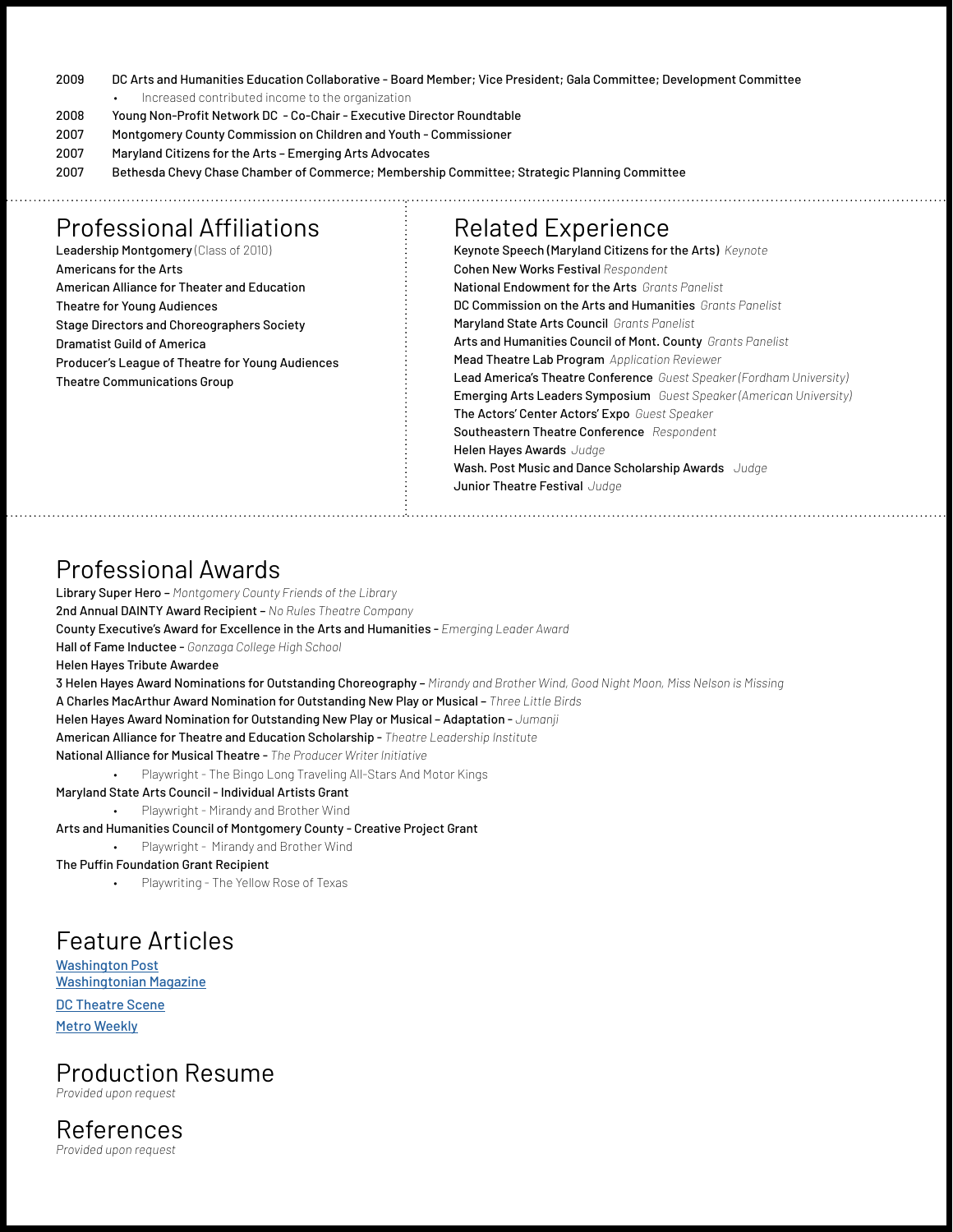2009 DC Arts and Humanities Education Collaborative - Board Member; Vice President; Gala Committee; Development Committee

- Increased contributed income to the organization

2008 Young Non-Profit Network DC - Co-Chair - Executive Director Roundtable

2007 Montgomery County Commission on Children and Youth - Commissioner

2007 Maryland Citizens for the Arts – Emerging Arts Advocates

2007 Bethesda Chevy Chase Chamber of Commerce; Membership Committee; Strategic Planning Committee

## Professional Affiliations

Leadership Montgomery (Class of 2010)
Americans for the Arts
American Alliance for Theater and Education
Theatre for Young Audiences
Stage Directors and Choreographers Society
Dramatist Guild of America
Producer's League of Theatre for Young Audiences
Theatre Communications Group

## Related Experience

Keynote Speech (Maryland Citizens for the Arts) *Keynote*
Cohen New Works Festival *Respondent*
National Endowment for the Arts *Grants Panelist*
DC Commission on the Arts and Humanities *Grants Panelist*
Maryland State Arts Council *Grants Panelist*
Arts and Humanities Council of Mont. County *Grants Panelist*
Mead Theatre Lab Program *Application Reviewer*
Lead America's Theatre Conference *Guest Speaker (Fordham University)*
Emerging Arts Leaders Symposium *Guest Speaker (American University)*
The Actors' Center Actors' Expo *Guest Speaker*
Southeastern Theatre Conference *Respondent*
Helen Hayes Awards *Judge*
Wash. Post Music and Dance Scholarship Awards *Judge*
Junior Theatre Festival *Judge*

## Professional Awards

Library Super Hero – *Montgomery County Friends of the Library*
2nd Annual DAINTY Award Recipient – *No Rules Theatre Company*
County Executive's Award for Excellence in the Arts and Humanities - *Emerging Leader Award*
Hall of Fame Inductee - *Gonzaga College High School*
Helen Hayes Tribute Awardee
3 Helen Hayes Award Nominations for Outstanding Choreography – *Mirandy and Brother Wind, Good Night Moon, Miss Nelson is Missing*
A Charles MacArthur Award Nomination for Outstanding New Play or Musical – *Three Little Birds*
Helen Hayes Award Nomination for Outstanding New Play or Musical – Adaptation - *Jumanji*
American Alliance for Theatre and Education Scholarship - *Theatre Leadership Institute*
National Alliance for Musical Theatre - *The Producer Writer Initiative*

- Playwright - The Bingo Long Traveling All-Stars And Motor Kings

Maryland State Arts Council - Individual Artists Grant

- Playwright - Mirandy and Brother Wind

Arts and Humanities Council of Montgomery County - Creative Project Grant

- Playwright - Mirandy and Brother Wind

The Puffin Foundation Grant Recipient

- Playwriting - The Yellow Rose of Texas

## Feature Articles

Washington Post
Washingtonian Magazine
DC Theatre Scene
Metro Weekly

## Production Resume

*Provided upon request*

## References

*Provided upon request*